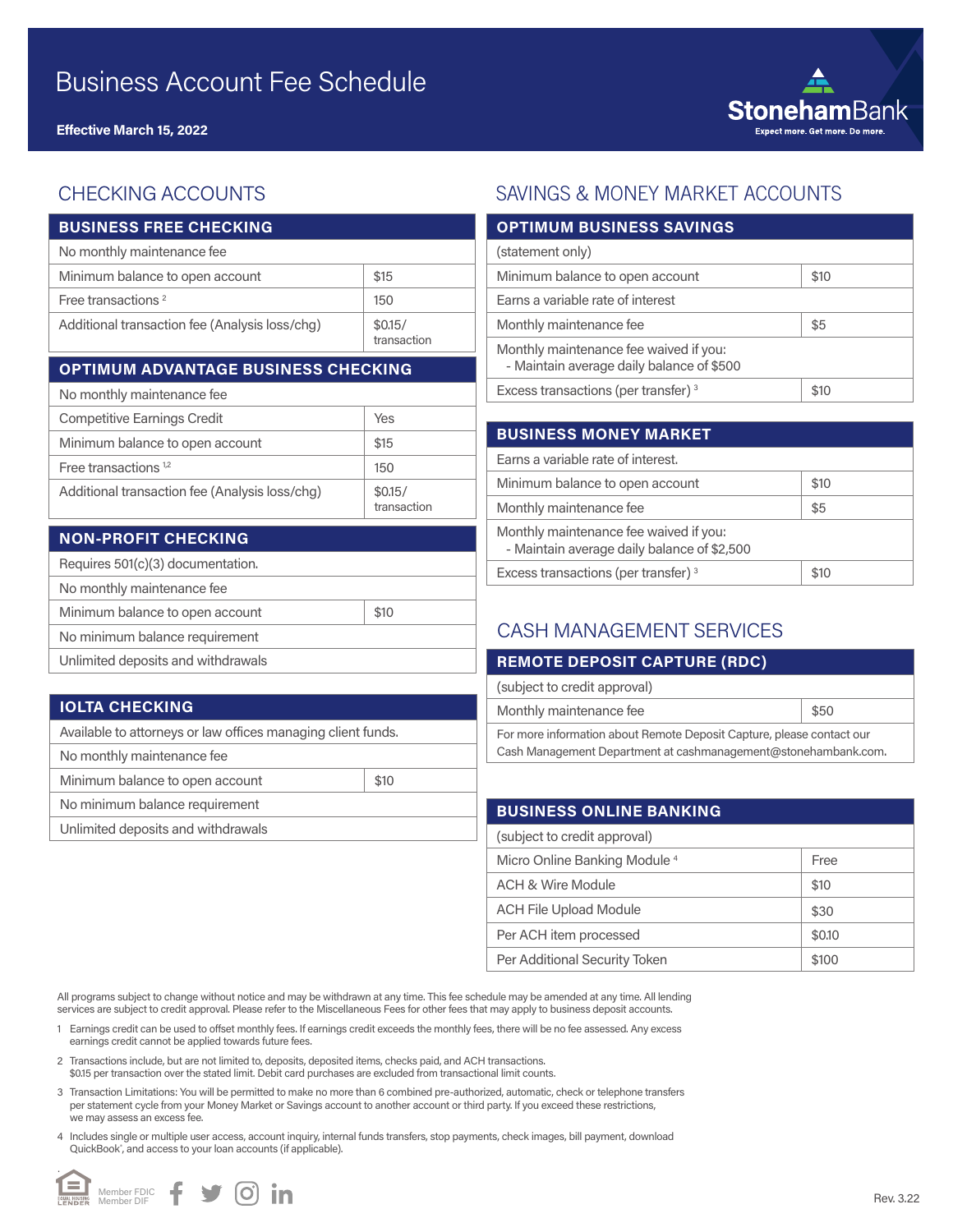# Business Account Fee Schedule

**Effective March 15, 2022**

StonehamBank
Expect more. Get more. Do more.

## CHECKING ACCOUNTS

| BUSINESS FREE CHECKING | |
|---|---|
| No monthly maintenance fee | |
| Minimum balance to open account | $15 |
| Free transactions [2] | 150 |
| Additional transaction fee (Analysis loss/chg) | $0.15/ transaction |

| OPTIMUM ADVANTAGE BUSINESS CHECKING | |
|---|---|
| No monthly maintenance fee | |
| Competitive Earnings Credit | Yes |
| Minimum balance to open account | $15 |
| Free transactions [1,2] | 150 |
| Additional transaction fee (Analysis loss/chg) | $0.15/ transaction |

| NON-PROFIT CHECKING | |
|---|---|
| Requires 501(c)(3) documentation. | |
| No monthly maintenance fee | |
| Minimum balance to open account | $10 |
| No minimum balance requirement | |
| Unlimited deposits and withdrawals | |

| IOLTA CHECKING | |
|---|---|
| Available to attorneys or law offices managing client funds. | |
| No monthly maintenance fee | |
| Minimum balance to open account | $10 |
| No minimum balance requirement | |
| Unlimited deposits and withdrawals | |

## SAVINGS & MONEY MARKET ACCOUNTS

| OPTIMUM BUSINESS SAVINGS | |
|---|---|
| (statement only) | |
| Minimum balance to open account | $10 |
| Earns a variable rate of interest | |
| Monthly maintenance fee | $5 |
| Monthly maintenance fee waived if you: - Maintain average daily balance of $500 | |
| Excess transactions (per transfer) [3] | $10 |

| BUSINESS MONEY MARKET | |
|---|---|
| Earns a variable rate of interest. | |
| Minimum balance to open account | $10 |
| Monthly maintenance fee | $5 |
| Monthly maintenance fee waived if you: - Maintain average daily balance of $2,500 | |
| Excess transactions (per transfer) [3] | $10 |

## CASH MANAGEMENT SERVICES

| REMOTE DEPOSIT CAPTURE (RDC) | |
|---|---|
| (subject to credit approval) | |
| Monthly maintenance fee | $50 |
| For more information about Remote Deposit Capture, please contact our Cash Management Department at cashmanagement@stonehambank.com. | |

| BUSINESS ONLINE BANKING | |
|---|---|
| (subject to credit approval) | |
| Micro Online Banking Module [4] | Free |
| ACH & Wire Module | $10 |
| ACH File Upload Module | $30 |
| Per ACH item processed | $0.10 |
| Per Additional Security Token | $100 |

All programs subject to change without notice and may be withdrawn at any time. This fee schedule may be amended at any time. All lending services are subject to credit approval. Please refer to the Miscellaneous Fees for other fees that may apply to business deposit accounts.

1. Earnings credit can be used to offset monthly fees. If earnings credit exceeds the monthly fees, there will be no fee assessed. Any excess earnings credit cannot be applied towards future fees.
2. Transactions include, but are not limited to, deposits, deposited items, checks paid, and ACH transactions. $0.15 per transaction over the stated limit. Debit card purchases are excluded from transactional limit counts.
3. Transaction Limitations: You will be permitted to make no more than 6 combined pre-authorized, automatic, check or telephone transfers per statement cycle from your Money Market or Savings account to another account or third party. If you exceed these restrictions, we may assess an excess fee.
4. Includes single or multiple user access, account inquiry, internal funds transfers, stop payments, check images, bill payment, download QuickBook®, and access to your loan accounts (if applicable).

Equal Housing Lender Member FDIC Member DIF

Rev. 3.22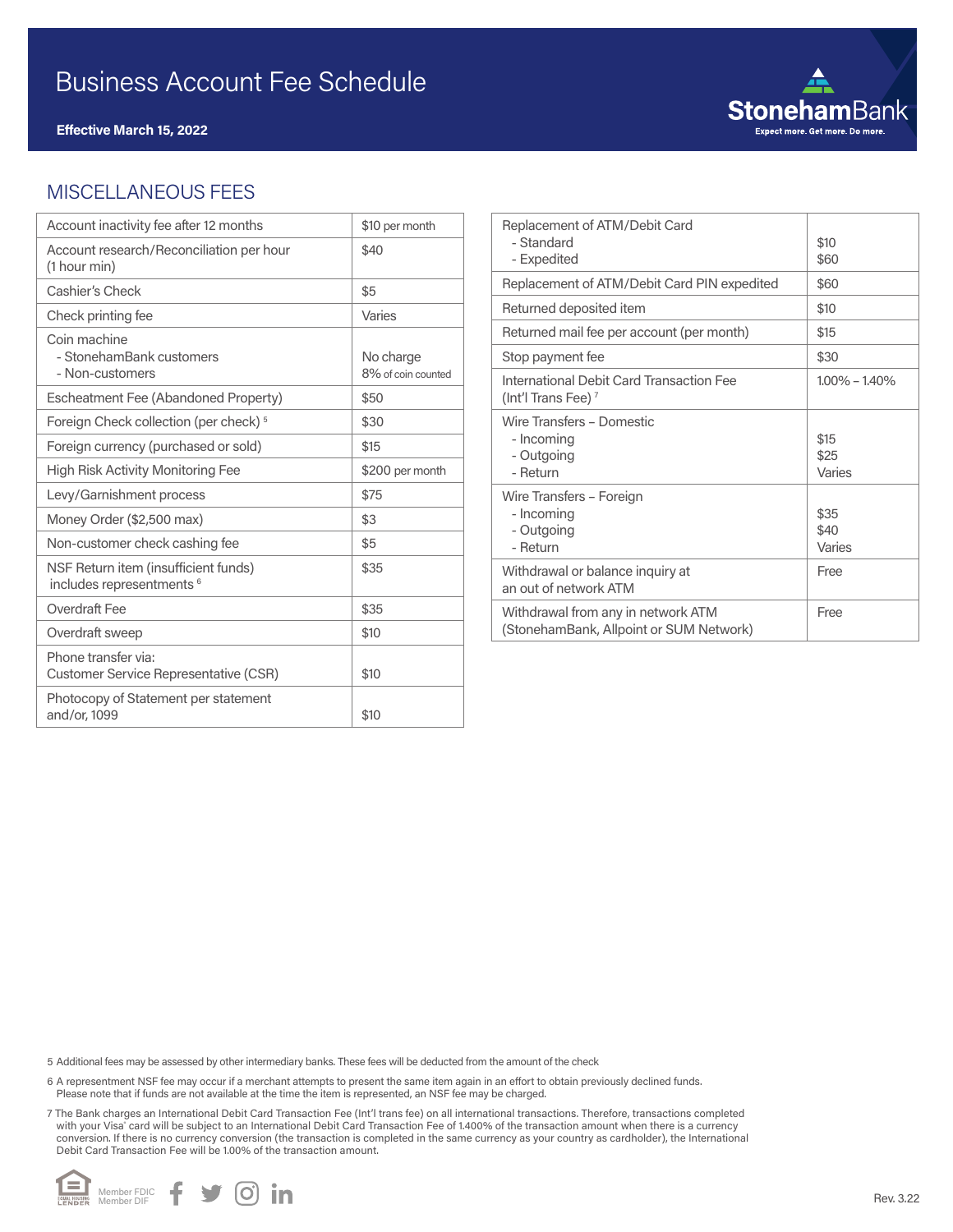# Business Account Fee Schedule

**Effective March 15, 2022**

## MISCELLANEOUS FEES

| | |
|---|---|
| Account inactivity fee after 12 months | $10 per month |
| Account research/Reconciliation per hour (1 hour min) | $40 |
| Cashier's Check | $5 |
| Check printing fee | Varies |
| Coin machine<br>- StonehamBank customers<br>- Non-customers | <br>No charge<br>8% of coin counted |
| Escheatment Fee (Abandoned Property) | $50 |
| Foreign Check collection (per check) [5] | $30 |
| Foreign currency (purchased or sold) | $15 |
| High Risk Activity Monitoring Fee | $200 per month |
| Levy/Garnishment process | $75 |
| Money Order ($2,500 max) | $3 |
| Non-customer check cashing fee | $5 |
| NSF Return item (insufficient funds) includes representments [6] | $35 |
| Overdraft Fee | $35 |
| Overdraft sweep | $10 |
| Phone transfer via: Customer Service Representative (CSR) | $10 |
| Photocopy of Statement per statement and/or, 1099 | $10 |
| Replacement of ATM/Debit Card<br>- Standard<br>- Expedited | <br>$10<br>$60 |
| Replacement of ATM/Debit Card PIN expedited | $60 |
| Returned deposited item | $10 |
| Returned mail fee per account (per month) | $15 |
| Stop payment fee | $30 |
| International Debit Card Transaction Fee (Int'l Trans Fee) [7] | 1.00% – 1.40% |
| Wire Transfers – Domestic<br>- Incoming<br>- Outgoing<br>- Return | <br>$15<br>$25<br>Varies |
| Wire Transfers – Foreign<br>- Incoming<br>- Outgoing<br>- Return | <br>$35<br>$40<br>Varies |
| Withdrawal or balance inquiry at an out of network ATM | Free |
| Withdrawal from any in network ATM (StonehamBank, Allpoint or SUM Network) | Free |

5 Additional fees may be assessed by other intermediary banks. These fees will be deducted from the amount of the check

6 A representment NSF fee may occur if a merchant attempts to present the same item again in an effort to obtain previously declined funds. Please note that if funds are not available at the time the item is represented, an NSF fee may be charged.

7 The Bank charges an International Debit Card Transaction Fee (Int'l trans fee) on all international transactions. Therefore, transactions completed with your Visa® card will be subject to an International Debit Card Transaction Fee of 1.400% of the transaction amount when there is a currency conversion. If there is no currency conversion (the transaction is completed in the same currency as your country as cardholder), the International Debit Card Transaction Fee will be 1.00% of the transaction amount.

Member FDIC
Member DIF

Rev. 3.22